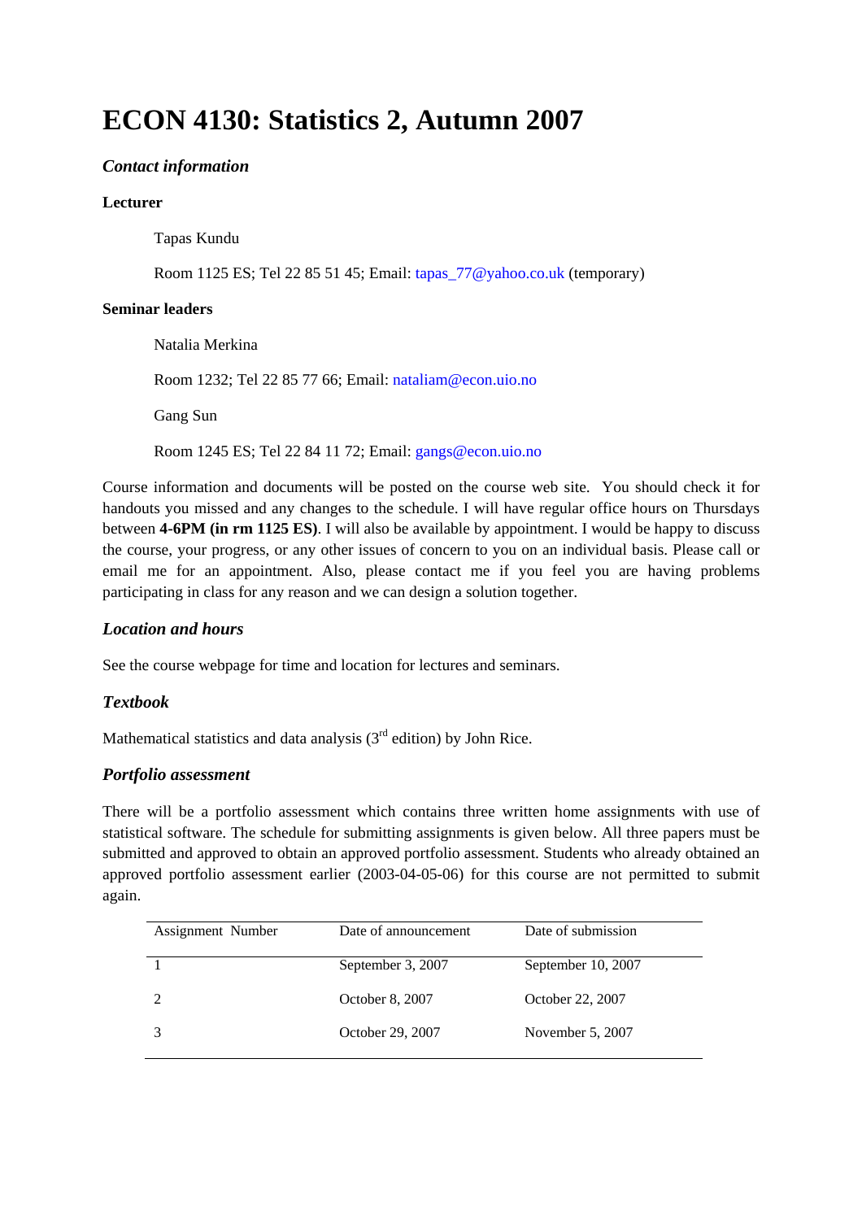# ECON 4130: Statistics 2, Autumn 2007

### *Contact information*

**Lecturer**

Tapas Kundu

Room 1125 ES; Tel 22 85 51 45; Email: tapas_77@yahoo.co.uk (temporary)

**Seminar leaders**

Natalia Merkina

Room 1232; Tel 22 85 77 66; Email: nataliam@econ.uio.no

Gang Sun

Room 1245 ES; Tel 22 84 11 72; Email: gangs@econ.uio.no

Course information and documents will be posted on the course web site. You should check it for handouts you missed and any changes to the schedule. I will have regular office hours on Thursdays between **4-6PM (in rm 1125 ES)**. I will also be available by appointment. I would be happy to discuss the course, your progress, or any other issues of concern to you on an individual basis. Please call or email me for an appointment. Also, please contact me if you feel you are having problems participating in class for any reason and we can design a solution together.

## *Location and hours*

See the course webpage for time and location for lectures and seminars.

## *Textbook*

Mathematical statistics and data analysis (3rd edition) by John Rice.

## *Portfolio assessment*

There will be a portfolio assessment which contains three written home assignments with use of statistical software. The schedule for submitting assignments is given below. All three papers must be submitted and approved to obtain an approved portfolio assessment. Students who already obtained an approved portfolio assessment earlier (2003-04-05-06) for this course are not permitted to submit again.

| Assignment Number | Date of announcement | Date of submission |
|---|---|---|
| 1 | September 3, 2007 | September 10, 2007 |
| 2 | October 8, 2007 | October 22, 2007 |
| 3 | October 29, 2007 | November 5, 2007 |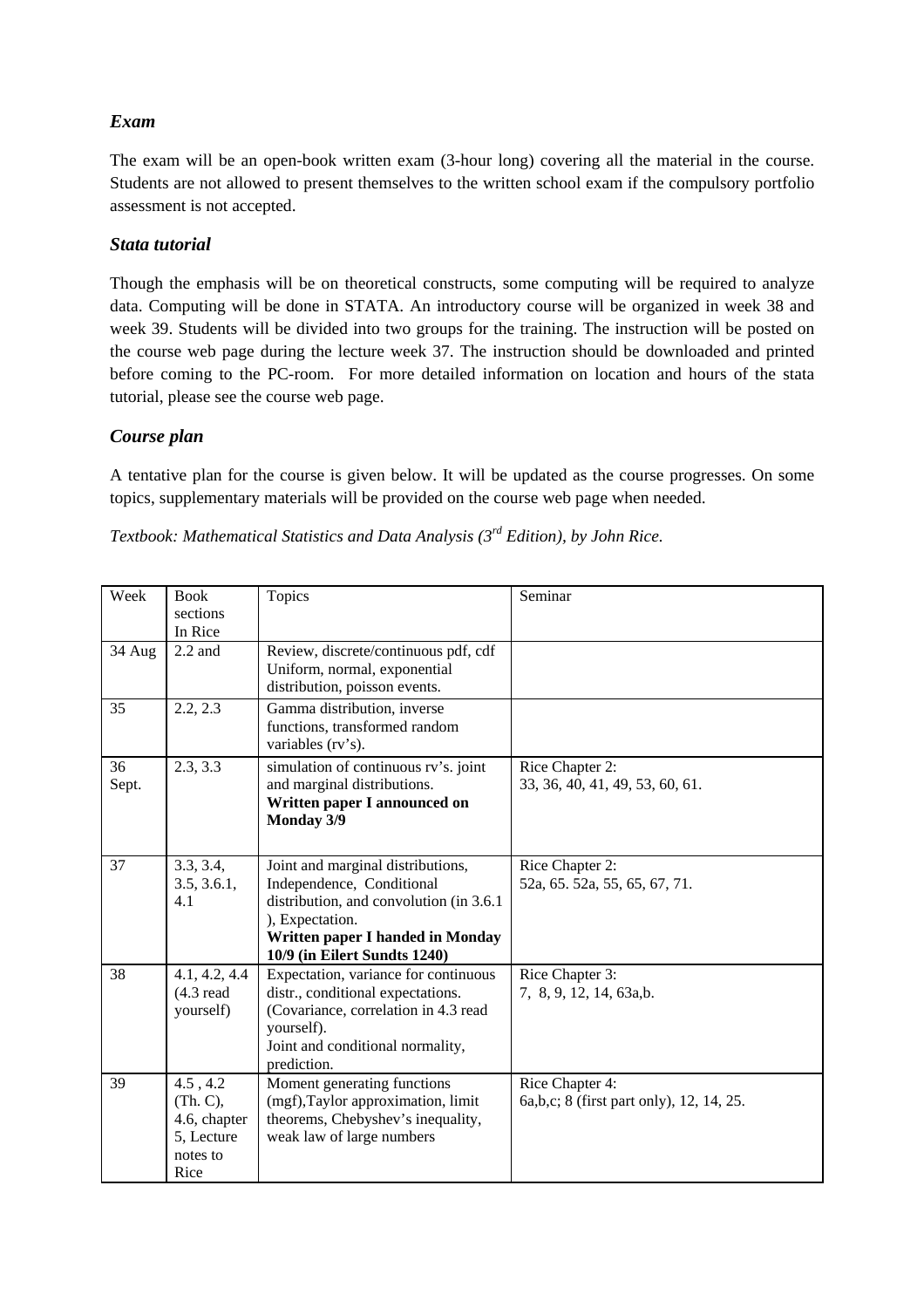### *Exam*

The exam will be an open-book written exam (3-hour long) covering all the material in the course. Students are not allowed to present themselves to the written school exam if the compulsory portfolio assessment is not accepted.

### *Stata tutorial*

Though the emphasis will be on theoretical constructs, some computing will be required to analyze data. Computing will be done in STATA. An introductory course will be organized in week 38 and week 39. Students will be divided into two groups for the training. The instruction will be posted on the course web page during the lecture week 37. The instruction should be downloaded and printed before coming to the PC-room. For more detailed information on location and hours of the stata tutorial, please see the course web page.

### *Course plan*

A tentative plan for the course is given below. It will be updated as the course progresses. On some topics, supplementary materials will be provided on the course web page when needed.

*Textbook: Mathematical Statistics and Data Analysis (3rd Edition), by John Rice.*

| Week | Book sections In Rice | Topics | Seminar |
|---|---|---|---|
| 34 Aug | 2.2 and | Review, discrete/continuous pdf, cdf Uniform, normal, exponential distribution, poisson events. | |
| 35 | 2.2, 2.3 | Gamma distribution, inverse functions, transformed random variables (rv's). | |
| 36 Sept. | 2.3, 3.3 | simulation of continuous rv's. joint and marginal distributions. **Written paper I announced on Monday 3/9** | Rice Chapter 2: 33, 36, 40, 41, 49, 53, 60, 61. |
| 37 | 3.3, 3.4, 3.5, 3.6.1, 4.1 | Joint and marginal distributions, Independence, Conditional distribution, and convolution (in 3.6.1 ), Expectation. **Written paper I handed in Monday 10/9 (in Eilert Sundts 1240)** | Rice Chapter 2: 52a, 65. 52a, 55, 65, 67, 71. |
| 38 | 4.1, 4.2, 4.4 (4.3 read yourself) | Expectation, variance for continuous distr., conditional expectations. (Covariance, correlation in 4.3 read yourself). Joint and conditional normality, prediction. | Rice Chapter 3: 7, 8, 9, 12, 14, 63a,b. |
| 39 | 4.5 , 4.2 (Th. C), 4.6, chapter 5, Lecture notes to Rice | Moment generating functions (mgf),Taylor approximation, limit theorems, Chebyshev's inequality, weak law of large numbers | Rice Chapter 4: 6a,b,c; 8 (first part only), 12, 14, 25. |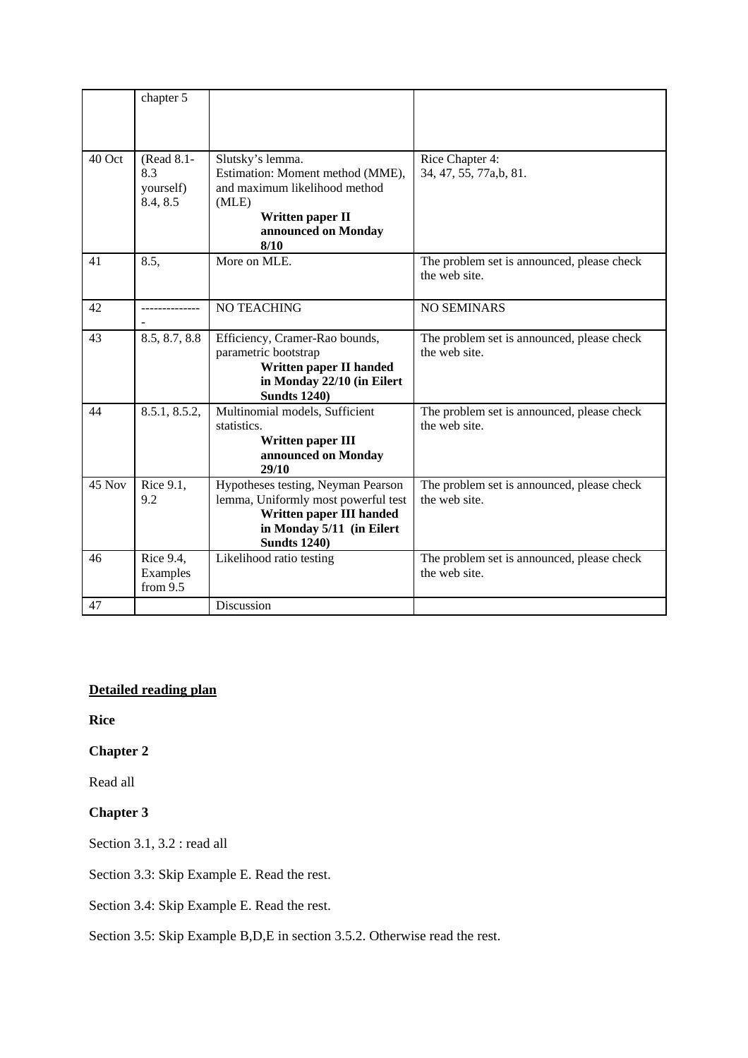| | chapter 5 | | |
|---|---|---|---|
| 40 Oct | (Read 8.1-8.3 yourself) 8.4, 8.5 | Slutsky's lemma. Estimation: Moment method (MME), and maximum likelihood method (MLE) **Written paper II announced on Monday 8/10** | Rice Chapter 4: 34, 47, 55, 77a,b, 81. |
| 41 | 8.5, | More on MLE. | The problem set is announced, please check the web site. |
| 42 | --------------- | NO TEACHING | NO SEMINARS |
| 43 | 8.5, 8.7, 8.8 | Efficiency, Cramer-Rao bounds, parametric bootstrap **Written paper II handed in Monday 22/10 (in Eilert Sundts 1240)** | The problem set is announced, please check the web site. |
| 44 | 8.5.1, 8.5.2, | Multinomial models, Sufficient statistics. **Written paper III announced on Monday 29/10** | The problem set is announced, please check the web site. |
| 45 Nov | Rice 9.1, 9.2 | Hypotheses testing, Neyman Pearson lemma, Uniformly most powerful test **Written paper III handed in Monday 5/11 (in Eilert Sundts 1240)** | The problem set is announced, please check the web site. |
| 46 | Rice 9.4, Examples from 9.5 | Likelihood ratio testing | The problem set is announced, please check the web site. |
| 47 | | Discussion | |

## Detailed reading plan

**Rice**

**Chapter 2**

Read all

**Chapter 3**

Section 3.1, 3.2 : read all

Section 3.3: Skip Example E. Read the rest.

Section 3.4: Skip Example E. Read the rest.

Section 3.5: Skip Example B,D,E in section 3.5.2. Otherwise read the rest.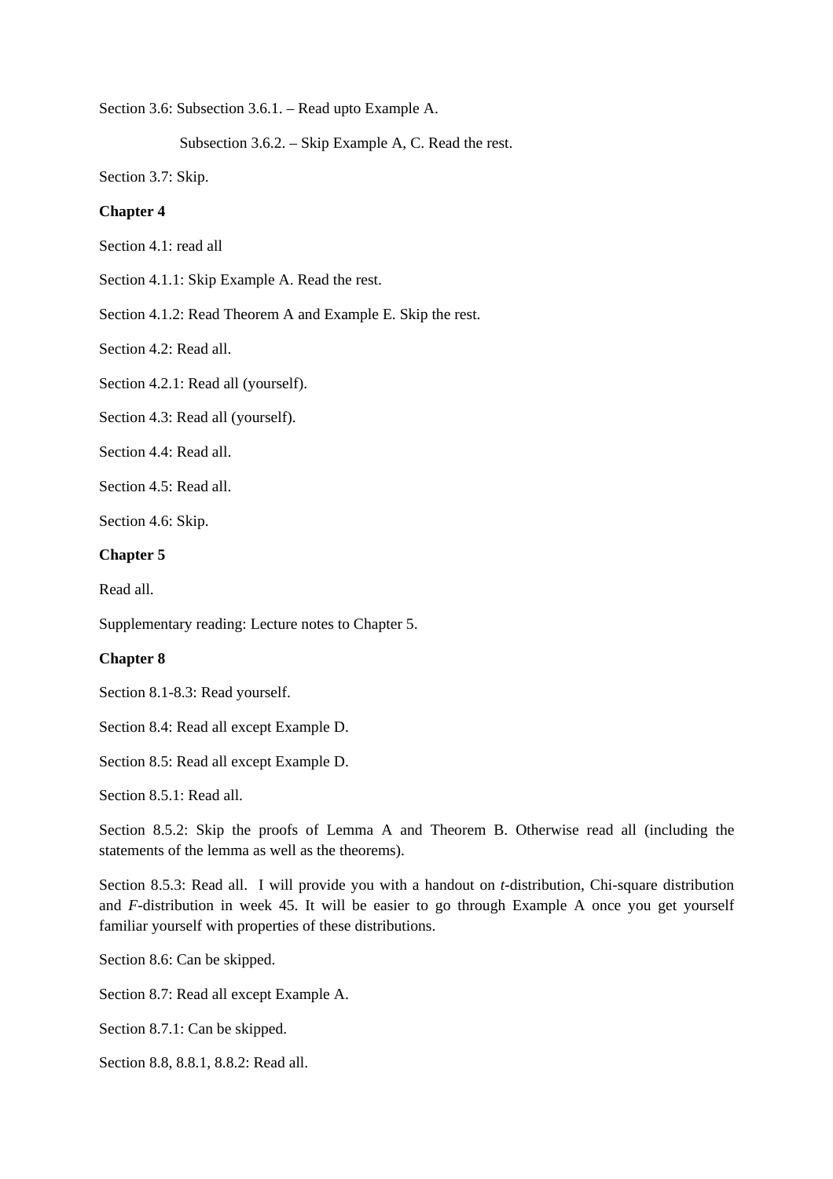Section 3.6: Subsection 3.6.1. – Read upto Example A.

Subsection 3.6.2. – Skip Example A, C. Read the rest.

Section 3.7: Skip.

**Chapter 4**

Section 4.1: read all

Section 4.1.1: Skip Example A. Read the rest.

Section 4.1.2: Read Theorem A and Example E. Skip the rest.

Section 4.2: Read all.

Section 4.2.1: Read all (yourself).

Section 4.3: Read all (yourself).

Section 4.4: Read all.

Section 4.5: Read all.

Section 4.6: Skip.

**Chapter 5**

Read all.

Supplementary reading: Lecture notes to Chapter 5.

**Chapter 8**

Section 8.1-8.3: Read yourself.

Section 8.4: Read all except Example D.

Section 8.5: Read all except Example D.

Section 8.5.1: Read all.

Section 8.5.2: Skip the proofs of Lemma A and Theorem B. Otherwise read all (including the statements of the lemma as well as the theorems).

Section 8.5.3: Read all. I will provide you with a handout on *t*-distribution, Chi-square distribution and *F*-distribution in week 45. It will be easier to go through Example A once you get yourself familiar yourself with properties of these distributions.

Section 8.6: Can be skipped.

Section 8.7: Read all except Example A.

Section 8.7.1: Can be skipped.

Section 8.8, 8.8.1, 8.8.2: Read all.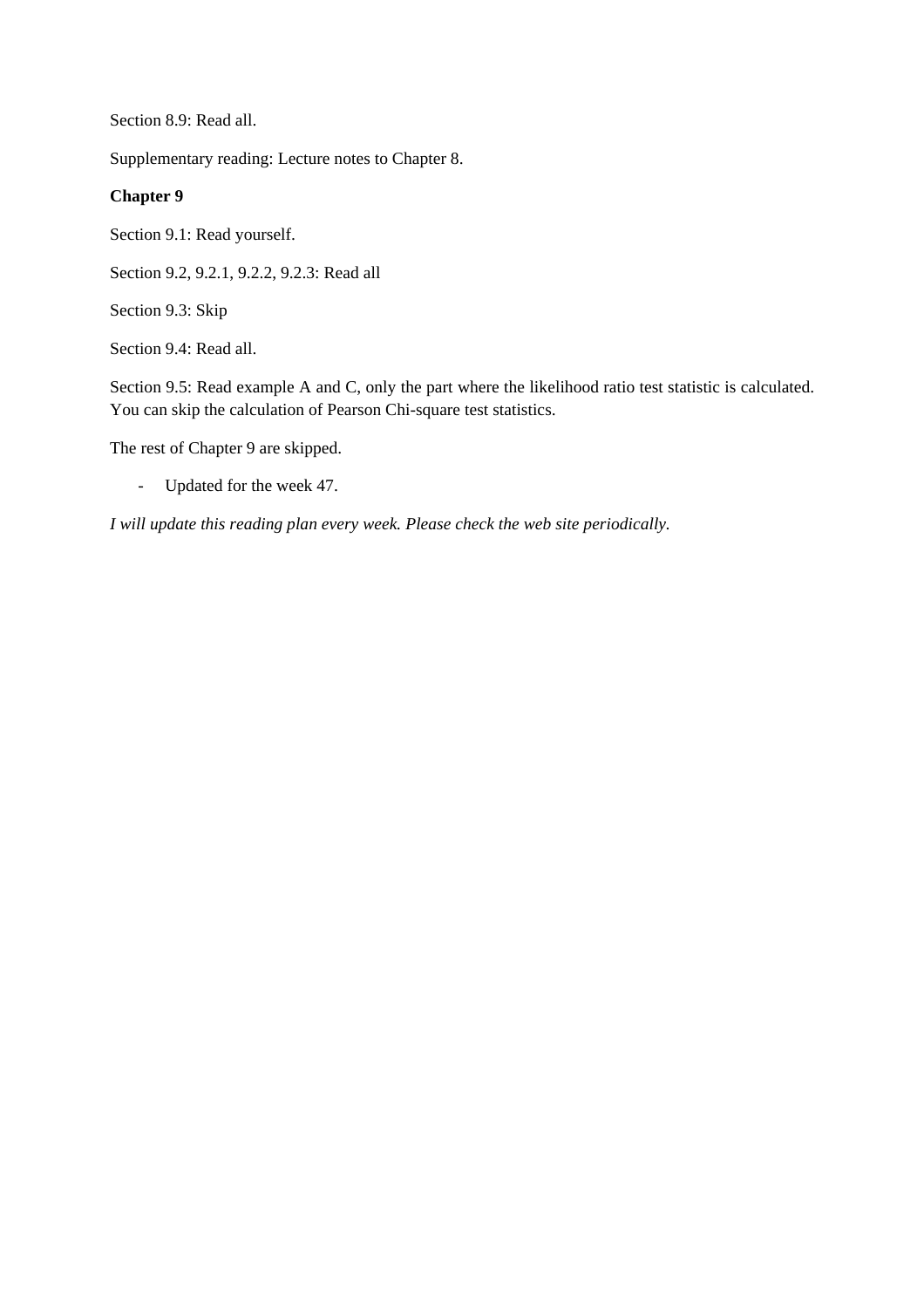Section 8.9: Read all.

Supplementary reading: Lecture notes to Chapter 8.

**Chapter 9**

Section 9.1: Read yourself.

Section 9.2, 9.2.1, 9.2.2, 9.2.3: Read all

Section 9.3: Skip

Section 9.4: Read all.

Section 9.5: Read example A and C, only the part where the likelihood ratio test statistic is calculated. You can skip the calculation of Pearson Chi-square test statistics.

The rest of Chapter 9 are skipped.

- Updated for the week 47.

*I will update this reading plan every week. Please check the web site periodically.*